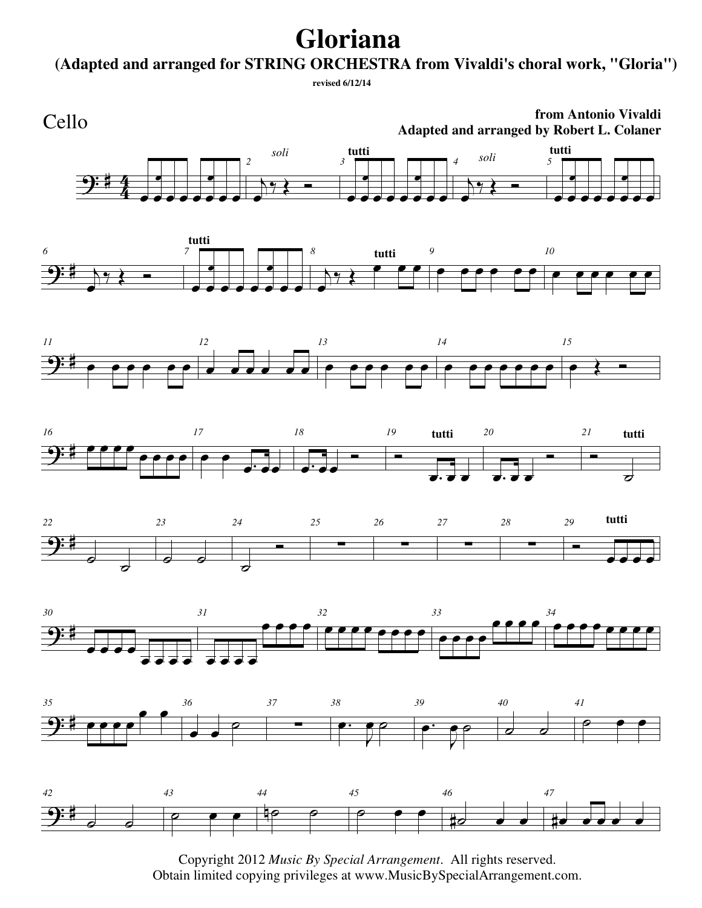# Gloriana

**(Adapted and arranged for STRING ORCHESTRA from Vivaldi's choral work, "Gloria")**

**revised 6/12/14**

Cello

**from Antonio Vivaldi**
**Adapted and arranged by Robert L. Colaner**

Copyright 2012 *Music By Special Arrangement*. All rights reserved.
Obtain limited copying privileges at www.MusicBySpecialArrangement.com.